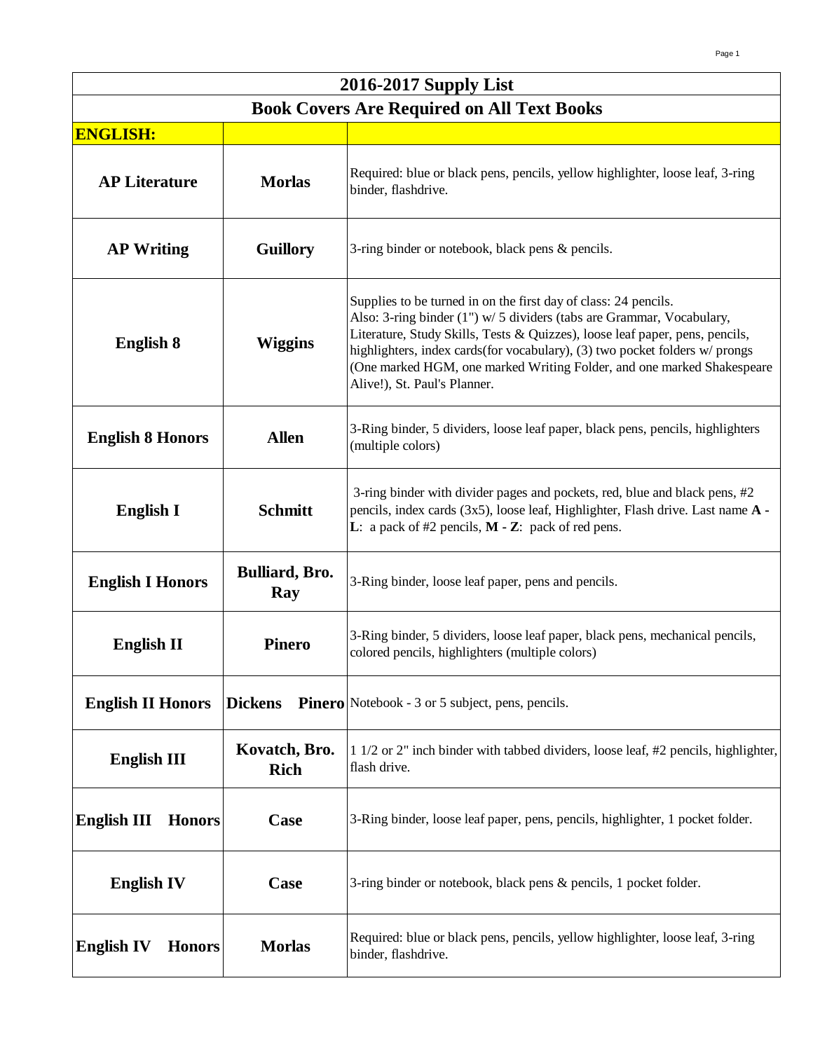# 2016-2017 Supply List

## Book Covers Are Required on All Text Books

| ENGLISH: | | |
|---|---|---|
| **AP Literature** | **Morlas** | Required: blue or black pens, pencils, yellow highlighter, loose leaf, 3-ring binder, flashdrive. |
| **AP Writing** | **Guillory** | 3-ring binder or notebook, black pens & pencils. |
| **English 8** | **Wiggins** | Supplies to be turned in on the first day of class: 24 pencils. Also: 3-ring binder (1") w/ 5 dividers (tabs are Grammar, Vocabulary, Literature, Study Skills, Tests & Quizzes), loose leaf paper, pens, pencils, highlighters, index cards(for vocabulary), (3) two pocket folders w/ prongs (One marked HGM, one marked Writing Folder, and one marked Shakespeare Alive!), St. Paul's Planner. |
| **English 8 Honors** | **Allen** | 3-Ring binder, 5 dividers, loose leaf paper, black pens, pencils, highlighters (multiple colors) |
| **English I** | **Schmitt** | 3-ring binder with divider pages and pockets, red, blue and black pens, #2 pencils, index cards (3x5), loose leaf, Highlighter, Flash drive. Last name **A - L**: a pack of #2 pencils, **M - Z**: pack of red pens. |
| **English I Honors** | **Bulliard, Bro. Ray** | 3-Ring binder, loose leaf paper, pens and pencils. |
| **English II** | **Pinero** | 3-Ring binder, 5 dividers, loose leaf paper, black pens, mechanical pencils, colored pencils, highlighters (multiple colors) |
| **English II Honors** | **Dickens Pinero** | Notebook - 3 or 5 subject, pens, pencils. |
| **English III** | **Kovatch, Bro. Rich** | 1 1/2 or 2" inch binder with tabbed dividers, loose leaf, #2 pencils, highlighter, flash drive. |
| **English III Honors** | **Case** | 3-Ring binder, loose leaf paper, pens, pencils, highlighter, 1 pocket folder. |
| **English IV** | **Case** | 3-ring binder or notebook, black pens & pencils, 1 pocket folder. |
| **English IV Honors** | **Morlas** | Required: blue or black pens, pencils, yellow highlighter, loose leaf, 3-ring binder, flashdrive. |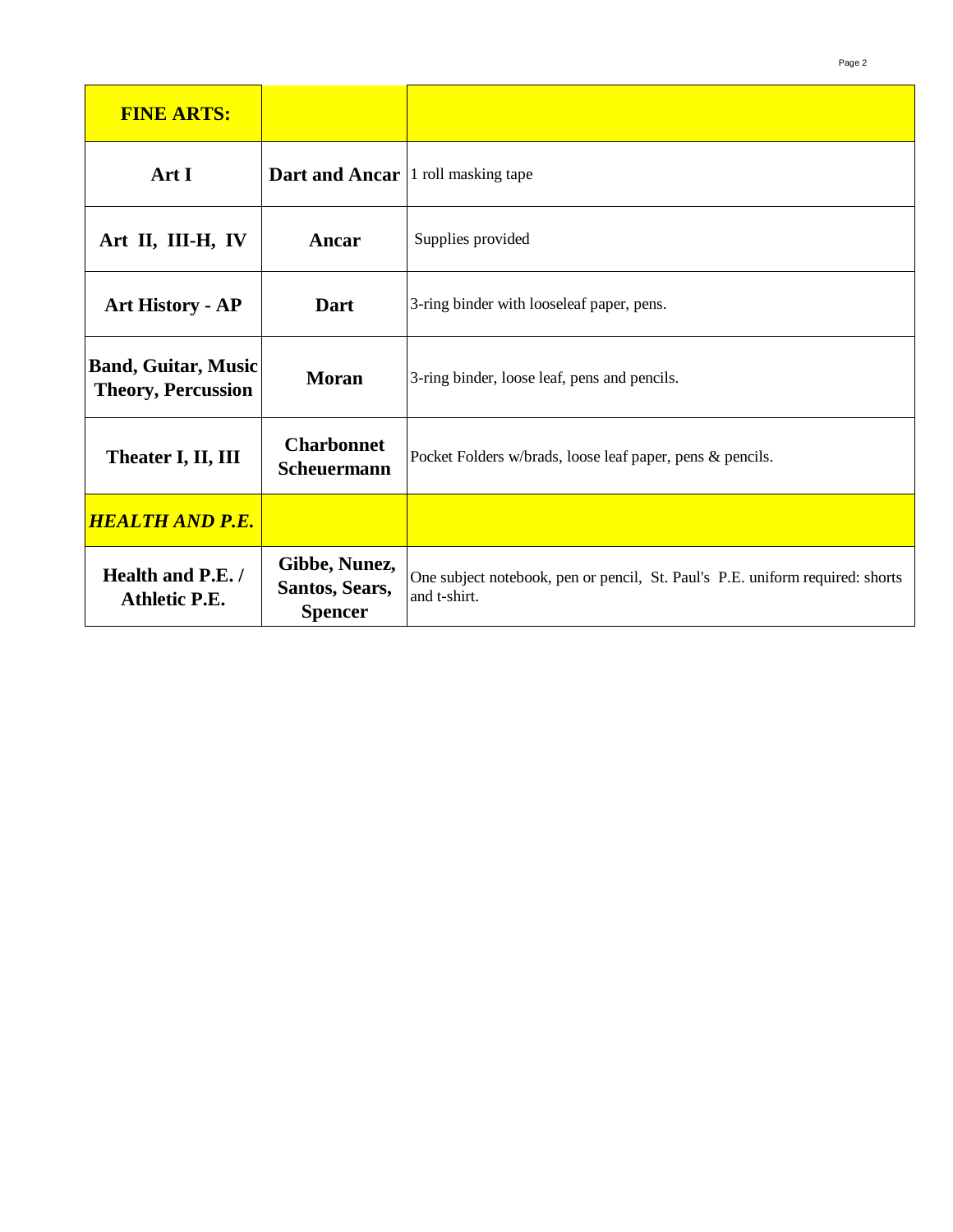| **FINE ARTS:** | | |
|---|---|---|
| **Art I** | **Dart and Ancar** | 1 roll masking tape |
| **Art II, III-H, IV** | **Ancar** | Supplies provided |
| **Art History - AP** | **Dart** | 3-ring binder with looseleaf paper, pens. |
| **Band, Guitar, Music Theory, Percussion** | **Moran** | 3-ring binder, loose leaf, pens and pencils. |
| **Theater I, II, III** | **Charbonnet Scheuermann** | Pocket Folders w/brads, loose leaf paper, pens & pencils. |
| ***HEALTH AND P.E.*** | | |
| **Health and P.E. / Athletic P.E.** | **Gibbe, Nunez, Santos, Sears, Spencer** | One subject notebook, pen or pencil, St. Paul's P.E. uniform required: shorts and t-shirt. |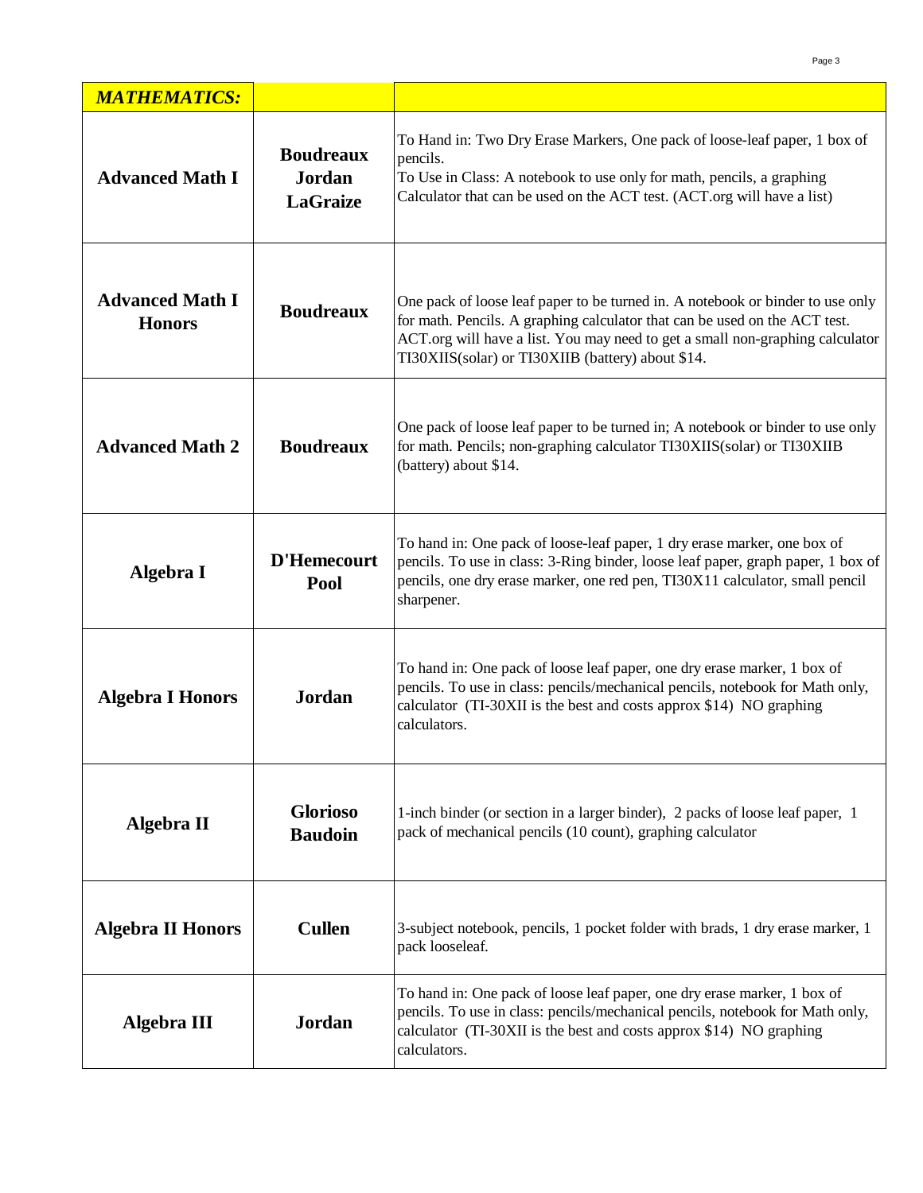| ***MATHEMATICS:*** | | |
|---|---|---|
| **Advanced Math I** | **Boudreaux Jordan LaGraize** | To Hand in: Two Dry Erase Markers, One pack of loose-leaf paper, 1 box of pencils.<br>To Use in Class: A notebook to use only for math, pencils, a graphing Calculator that can be used on the ACT test. (ACT.org will have a list) |
| **Advanced Math I Honors** | **Boudreaux** | One pack of loose leaf paper to be turned in. A notebook or binder to use only for math. Pencils. A graphing calculator that can be used on the ACT test. ACT.org will have a list. You may need to get a small non-graphing calculator TI30XIIS(solar) or TI30XIIB (battery) about $14. |
| **Advanced Math 2** | **Boudreaux** | One pack of loose leaf paper to be turned in; A notebook or binder to use only for math. Pencils; non-graphing calculator TI30XIIS(solar) or TI30XIIB (battery) about $14. |
| **Algebra I** | **D'Hemecourt Pool** | To hand in: One pack of loose-leaf paper, 1 dry erase marker, one box of pencils. To use in class: 3-Ring binder, loose leaf paper, graph paper, 1 box of pencils, one dry erase marker, one red pen, TI30X11 calculator, small pencil sharpener. |
| **Algebra I Honors** | **Jordan** | To hand in: One pack of loose leaf paper, one dry erase marker, 1 box of pencils. To use in class: pencils/mechanical pencils, notebook for Math only, calculator (TI-30XII is the best and costs approx $14) NO graphing calculators. |
| **Algebra II** | **Glorioso Baudoin** | 1-inch binder (or section in a larger binder), 2 packs of loose leaf paper, 1 pack of mechanical pencils (10 count), graphing calculator |
| **Algebra II Honors** | **Cullen** | 3-subject notebook, pencils, 1 pocket folder with brads, 1 dry erase marker, 1 pack looseleaf. |
| **Algebra III** | **Jordan** | To hand in: One pack of loose leaf paper, one dry erase marker, 1 box of pencils. To use in class: pencils/mechanical pencils, notebook for Math only, calculator (TI-30XII is the best and costs approx $14) NO graphing calculators. |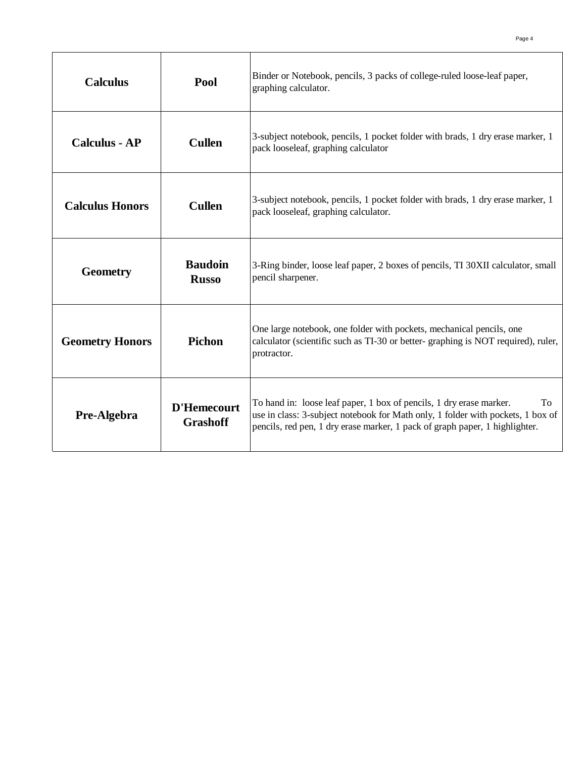| Calculus | Pool | Binder or Notebook, pencils, 3 packs of college-ruled loose-leaf paper, graphing calculator. |
|---|---|---|
| Calculus - AP | Cullen | 3-subject notebook, pencils, 1 pocket folder with brads, 1 dry erase marker, 1 pack looseleaf, graphing calculator |
| Calculus Honors | Cullen | 3-subject notebook, pencils, 1 pocket folder with brads, 1 dry erase marker, 1 pack looseleaf, graphing calculator. |
| Geometry | Baudoin Russo | 3-Ring binder, loose leaf paper, 2 boxes of pencils, TI 30XII calculator, small pencil sharpener. |
| Geometry Honors | Pichon | One large notebook, one folder with pockets, mechanical pencils, one calculator (scientific such as TI-30 or better- graphing is NOT required), ruler, protractor. |
| Pre-Algebra | D'Hemecourt Grashoff | To hand in: loose leaf paper, 1 box of pencils, 1 dry erase marker. To use in class: 3-subject notebook for Math only, 1 folder with pockets, 1 box of pencils, red pen, 1 dry erase marker, 1 pack of graph paper, 1 highlighter. |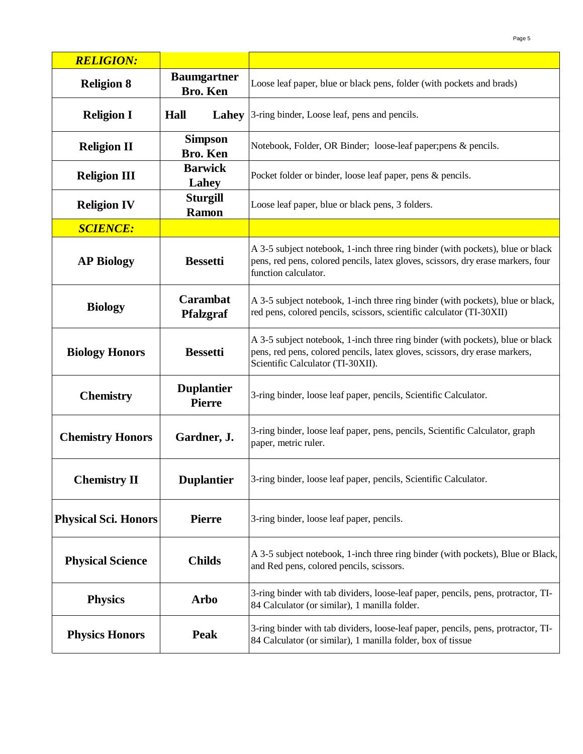| ***RELIGION:*** | | |
|---|---|---|
| **Religion 8** | **Baumgartner Bro. Ken** | Loose leaf paper, blue or black pens, folder (with pockets and brads) |
| **Religion I** | **Hall Lahey** | 3-ring binder, Loose leaf, pens and pencils. |
| **Religion II** | **Simpson Bro. Ken** | Notebook, Folder, OR Binder; loose-leaf paper;pens & pencils. |
| **Religion III** | **Barwick Lahey** | Pocket folder or binder, loose leaf paper, pens & pencils. |
| **Religion IV** | **Sturgill Ramon** | Loose leaf paper, blue or black pens, 3 folders. |
| ***SCIENCE:*** | | |
| **AP Biology** | **Bessetti** | A 3-5 subject notebook, 1-inch three ring binder (with pockets), blue or black pens, red pens, colored pencils, latex gloves, scissors, dry erase markers, four function calculator. |
| **Biology** | **Carambat Pfalzgraf** | A 3-5 subject notebook, 1-inch three ring binder (with pockets), blue or black, red pens, colored pencils, scissors, scientific calculator (TI-30XII) |
| **Biology Honors** | **Bessetti** | A 3-5 subject notebook, 1-inch three ring binder (with pockets), blue or black pens, red pens, colored pencils, latex gloves, scissors, dry erase markers, Scientific Calculator (TI-30XII). |
| **Chemistry** | **Duplantier Pierre** | 3-ring binder, loose leaf paper, pencils, Scientific Calculator. |
| **Chemistry Honors** | **Gardner, J.** | 3-ring binder, loose leaf paper, pens, pencils, Scientific Calculator, graph paper, metric ruler. |
| **Chemistry II** | **Duplantier** | 3-ring binder, loose leaf paper, pencils, Scientific Calculator. |
| **Physical Sci. Honors** | **Pierre** | 3-ring binder, loose leaf paper, pencils. |
| **Physical Science** | **Childs** | A 3-5 subject notebook, 1-inch three ring binder (with pockets), Blue or Black, and Red pens, colored pencils, scissors. |
| **Physics** | **Arbo** | 3-ring binder with tab dividers, loose-leaf paper, pencils, pens, protractor, TI-84 Calculator (or similar), 1 manilla folder. |
| **Physics Honors** | **Peak** | 3-ring binder with tab dividers, loose-leaf paper, pencils, pens, protractor, TI-84 Calculator (or similar), 1 manilla folder, box of tissue |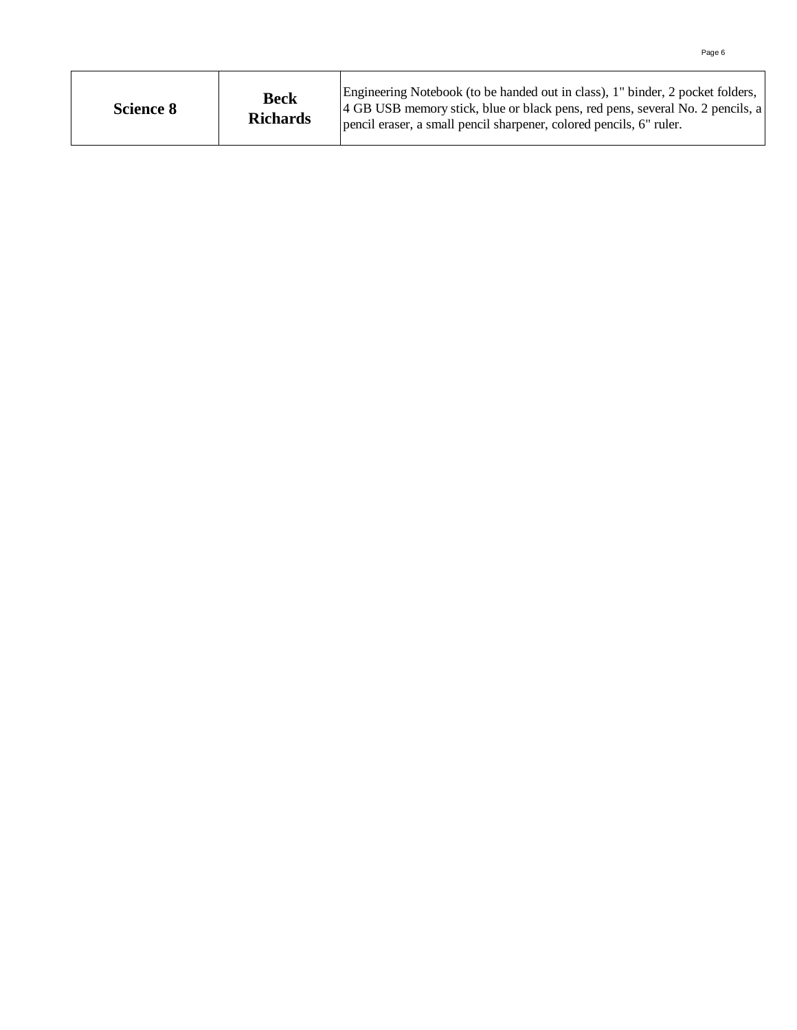| **Science 8** | **Beck Richards** | Engineering Notebook (to be handed out in class), 1" binder, 2 pocket folders, 4 GB USB memory stick, blue or black pens, red pens, several No. 2 pencils, a pencil eraser, a small pencil sharpener, colored pencils, 6" ruler. |
|---|---|---|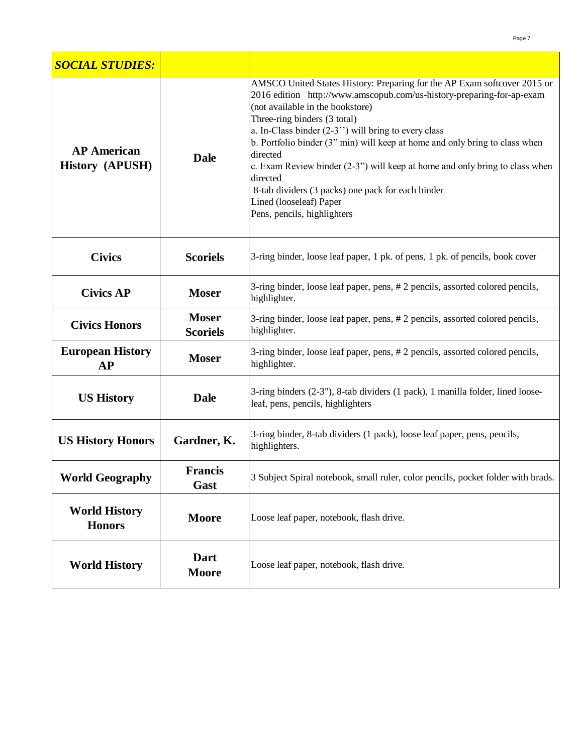| *SOCIAL STUDIES:* | | |
|---|---|---|
| **AP American History (APUSH)** | **Dale** | AMSCO United States History: Preparing for the AP Exam softcover 2015 or 2016 edition http://www.amscopub.com/us-history-preparing-for-ap-exam (not available in the bookstore)<br>Three-ring binders (3 total)<br>a. In-Class binder (2-3'') will bring to every class<br>b. Portfolio binder (3" min) will keep at home and only bring to class when directed<br>c. Exam Review binder (2-3") will keep at home and only bring to class when directed<br>8-tab dividers (3 packs) one pack for each binder<br>Lined (looseleaf) Paper<br>Pens, pencils, highlighters |
| **Civics** | **Scoriels** | 3-ring binder, loose leaf paper, 1 pk. of pens, 1 pk. of pencils, book cover |
| **Civics AP** | **Moser** | 3-ring binder, loose leaf paper, pens, # 2 pencils, assorted colored pencils, highlighter. |
| **Civics Honors** | **Moser Scoriels** | 3-ring binder, loose leaf paper, pens, # 2 pencils, assorted colored pencils, highlighter. |
| **European History AP** | **Moser** | 3-ring binder, loose leaf paper, pens, # 2 pencils, assorted colored pencils, highlighter. |
| **US History** | **Dale** | 3-ring binders (2-3"), 8-tab dividers (1 pack), 1 manilla folder, lined loose-leaf, pens, pencils, highlighters |
| **US History Honors** | **Gardner, K.** | 3-ring binder, 8-tab dividers (1 pack), loose leaf paper, pens, pencils, highlighters. |
| **World Geography** | **Francis Gast** | 3 Subject Spiral notebook, small ruler, color pencils, pocket folder with brads. |
| **World History Honors** | **Moore** | Loose leaf paper, notebook, flash drive. |
| **World History** | **Dart Moore** | Loose leaf paper, notebook, flash drive. |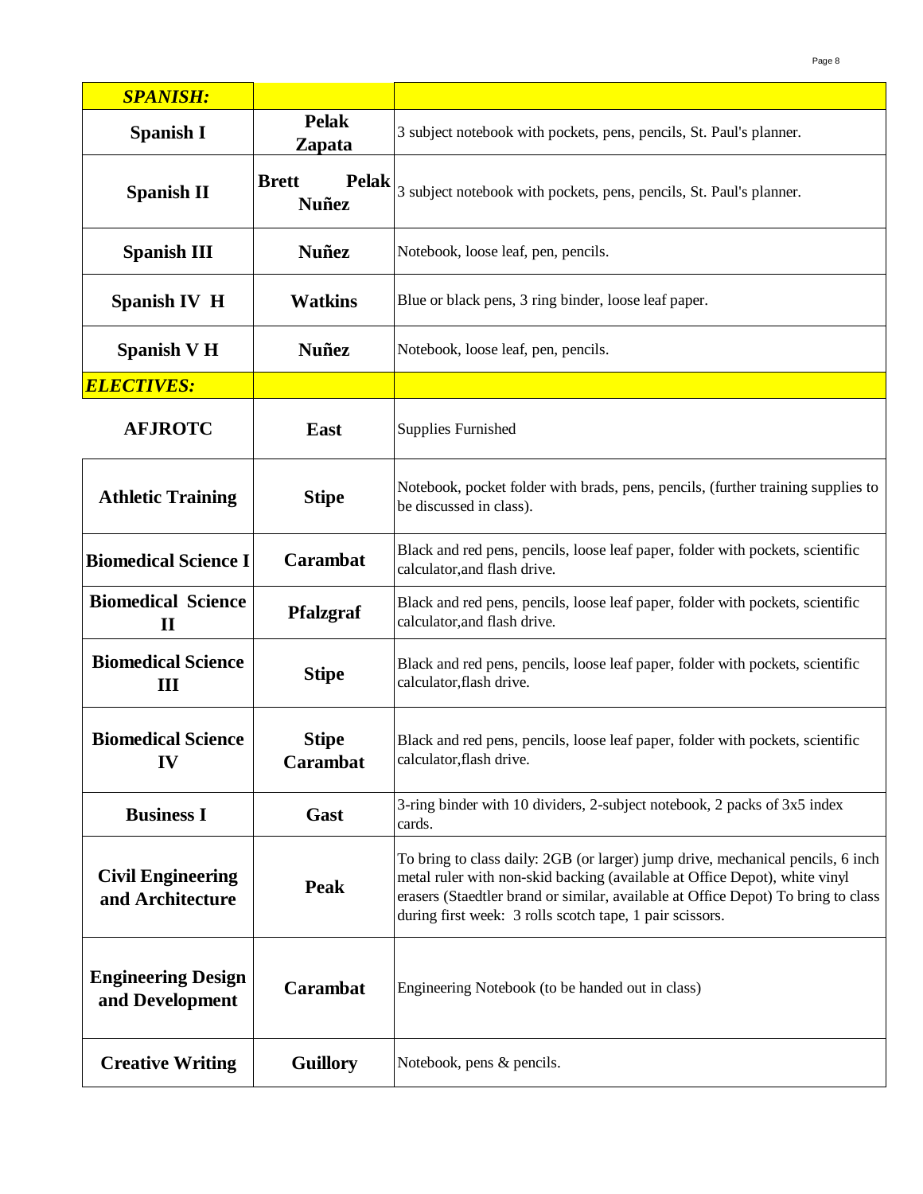| ***SPANISH:*** | | |
|---|---|---|
| **Spanish I** | **Pelak Zapata** | 3 subject notebook with pockets, pens, pencils, St. Paul's planner. |
| **Spanish II** | **Brett Pelak Nuñez** | 3 subject notebook with pockets, pens, pencils, St. Paul's planner. |
| **Spanish III** | **Nuñez** | Notebook, loose leaf, pen, pencils. |
| **Spanish IV H** | **Watkins** | Blue or black pens, 3 ring binder, loose leaf paper. |
| **Spanish V H** | **Nuñez** | Notebook, loose leaf, pen, pencils. |
| ***ELECTIVES:*** | | |
| **AFJROTC** | **East** | Supplies Furnished |
| **Athletic Training** | **Stipe** | Notebook, pocket folder with brads, pens, pencils, (further training supplies to be discussed in class). |
| **Biomedical Science I** | **Carambat** | Black and red pens, pencils, loose leaf paper, folder with pockets, scientific calculator,and flash drive. |
| **Biomedical Science II** | **Pfalzgraf** | Black and red pens, pencils, loose leaf paper, folder with pockets, scientific calculator,and flash drive. |
| **Biomedical Science III** | **Stipe** | Black and red pens, pencils, loose leaf paper, folder with pockets, scientific calculator,flash drive. |
| **Biomedical Science IV** | **Stipe Carambat** | Black and red pens, pencils, loose leaf paper, folder with pockets, scientific calculator,flash drive. |
| **Business I** | **Gast** | 3-ring binder with 10 dividers, 2-subject notebook, 2 packs of 3x5 index cards. |
| **Civil Engineering and Architecture** | **Peak** | To bring to class daily: 2GB (or larger) jump drive, mechanical pencils, 6 inch metal ruler with non-skid backing (available at Office Depot), white vinyl erasers (Staedtler brand or similar, available at Office Depot) To bring to class during first week: 3 rolls scotch tape, 1 pair scissors. |
| **Engineering Design and Development** | **Carambat** | Engineering Notebook (to be handed out in class) |
| **Creative Writing** | **Guillory** | Notebook, pens & pencils. |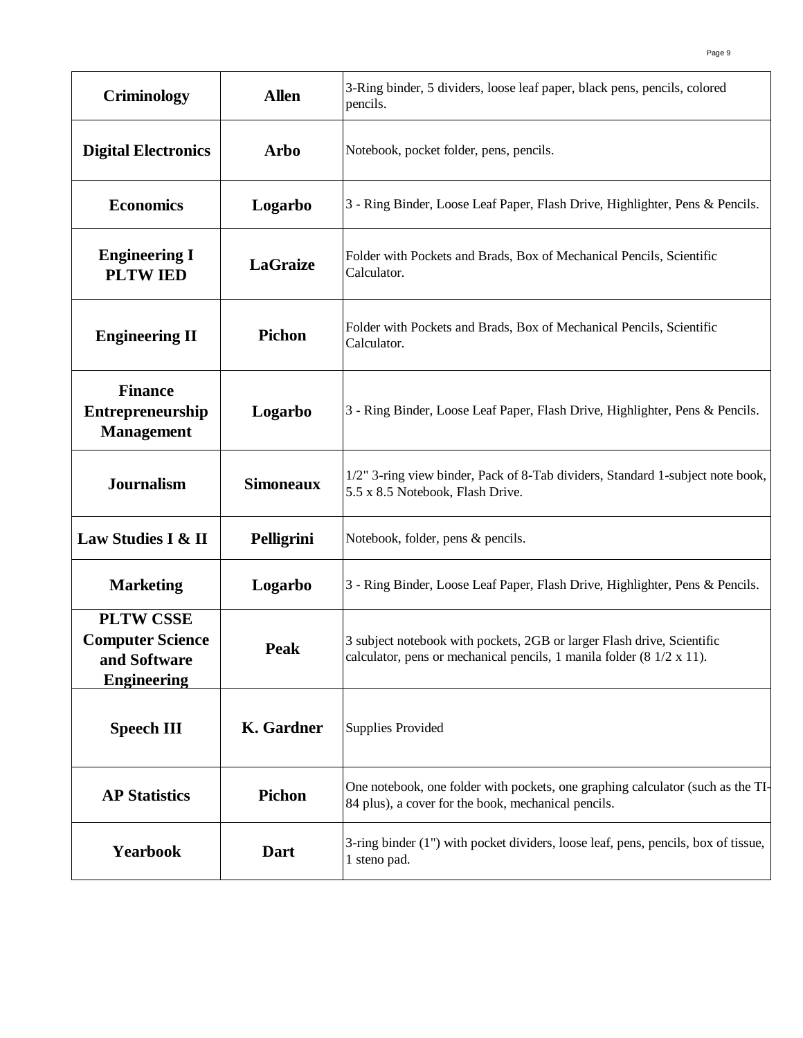| | | |
|---|---|---|
| **Criminology** | **Allen** | 3-Ring binder, 5 dividers, loose leaf paper, black pens, pencils, colored pencils. |
| **Digital Electronics** | **Arbo** | Notebook, pocket folder, pens, pencils. |
| **Economics** | **Logarbo** | 3 - Ring Binder, Loose Leaf Paper, Flash Drive, Highlighter, Pens & Pencils. |
| **Engineering I PLTW IED** | **LaGraize** | Folder with Pockets and Brads, Box of Mechanical Pencils, Scientific Calculator. |
| **Engineering II** | **Pichon** | Folder with Pockets and Brads, Box of Mechanical Pencils, Scientific Calculator. |
| **Finance Entrepreneurship Management** | **Logarbo** | 3 - Ring Binder, Loose Leaf Paper, Flash Drive, Highlighter, Pens & Pencils. |
| **Journalism** | **Simoneaux** | 1/2" 3-ring view binder, Pack of 8-Tab dividers, Standard 1-subject note book, 5.5 x 8.5 Notebook, Flash Drive. |
| **Law Studies I & II** | **Pelligrini** | Notebook, folder, pens & pencils. |
| **Marketing** | **Logarbo** | 3 - Ring Binder, Loose Leaf Paper, Flash Drive, Highlighter, Pens & Pencils. |
| **PLTW CSSE Computer Science and Software Engineering** | **Peak** | 3 subject notebook with pockets, 2GB or larger Flash drive, Scientific calculator, pens or mechanical pencils, 1 manila folder (8 1/2 x 11). |
| **Speech III** | **K. Gardner** | Supplies Provided |
| **AP Statistics** | **Pichon** | One notebook, one folder with pockets, one graphing calculator (such as the TI-84 plus), a cover for the book, mechanical pencils. |
| **Yearbook** | **Dart** | 3-ring binder (1") with pocket dividers, loose leaf, pens, pencils, box of tissue, 1 steno pad. |